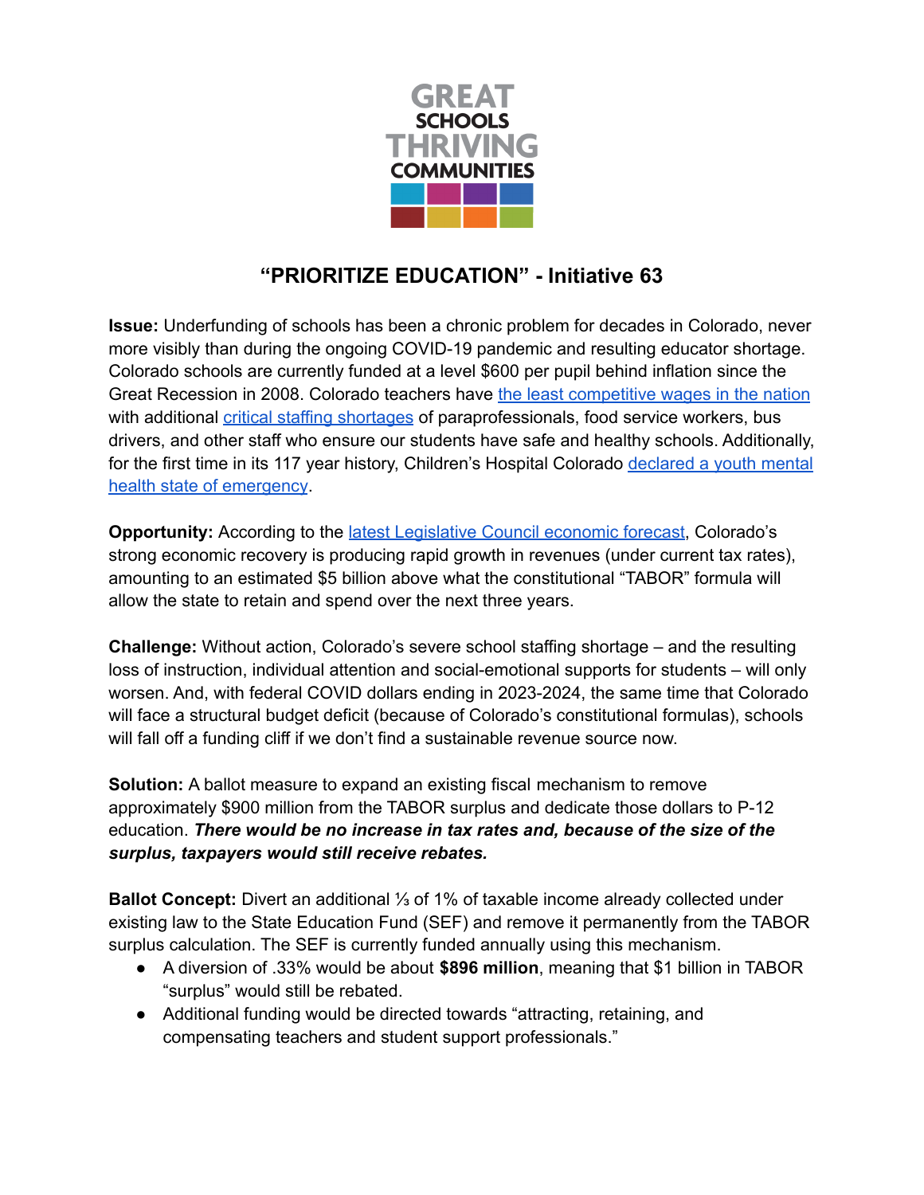GREAT SCHOOLS THRIVING COMMUNITIES

# "PRIORITIZE EDUCATION" - Initiative 63

**Issue:** Underfunding of schools has been a chronic problem for decades in Colorado, never more visibly than during the ongoing COVID-19 pandemic and resulting educator shortage. Colorado schools are currently funded at a level $600 per pupil behind inflation since the Great Recession in 2008. Colorado teachers have the least competitive wages in the nation with additional critical staffing shortages of paraprofessionals, food service workers, bus drivers, and other staff who ensure our students have safe and healthy schools. Additionally, for the first time in its 117 year history, Children's Hospital Colorado declared a youth mental health state of emergency.

**Opportunity:** According to the latest Legislative Council economic forecast, Colorado's strong economic recovery is producing rapid growth in revenues (under current tax rates), amounting to an estimated $5 billion above what the constitutional "TABOR" formula will allow the state to retain and spend over the next three years.

**Challenge:** Without action, Colorado's severe school staffing shortage – and the resulting loss of instruction, individual attention and social-emotional supports for students – will only worsen. And, with federal COVID dollars ending in 2023-2024, the same time that Colorado will face a structural budget deficit (because of Colorado's constitutional formulas), schools will fall off a funding cliff if we don't find a sustainable revenue source now.

**Solution:** A ballot measure to expand an existing fiscal mechanism to remove approximately $900 million from the TABOR surplus and dedicate those dollars to P-12 education. ***There would be no increase in tax rates and, because of the size of the surplus, taxpayers would still receive rebates.***

**Ballot Concept:** Divert an additional ⅓ of 1% of taxable income already collected under existing law to the State Education Fund (SEF) and remove it permanently from the TABOR surplus calculation. The SEF is currently funded annually using this mechanism.

- A diversion of .33% would be about **$896 million**, meaning that $1 billion in TABOR "surplus" would still be rebated.
- Additional funding would be directed towards "attracting, retaining, and compensating teachers and student support professionals."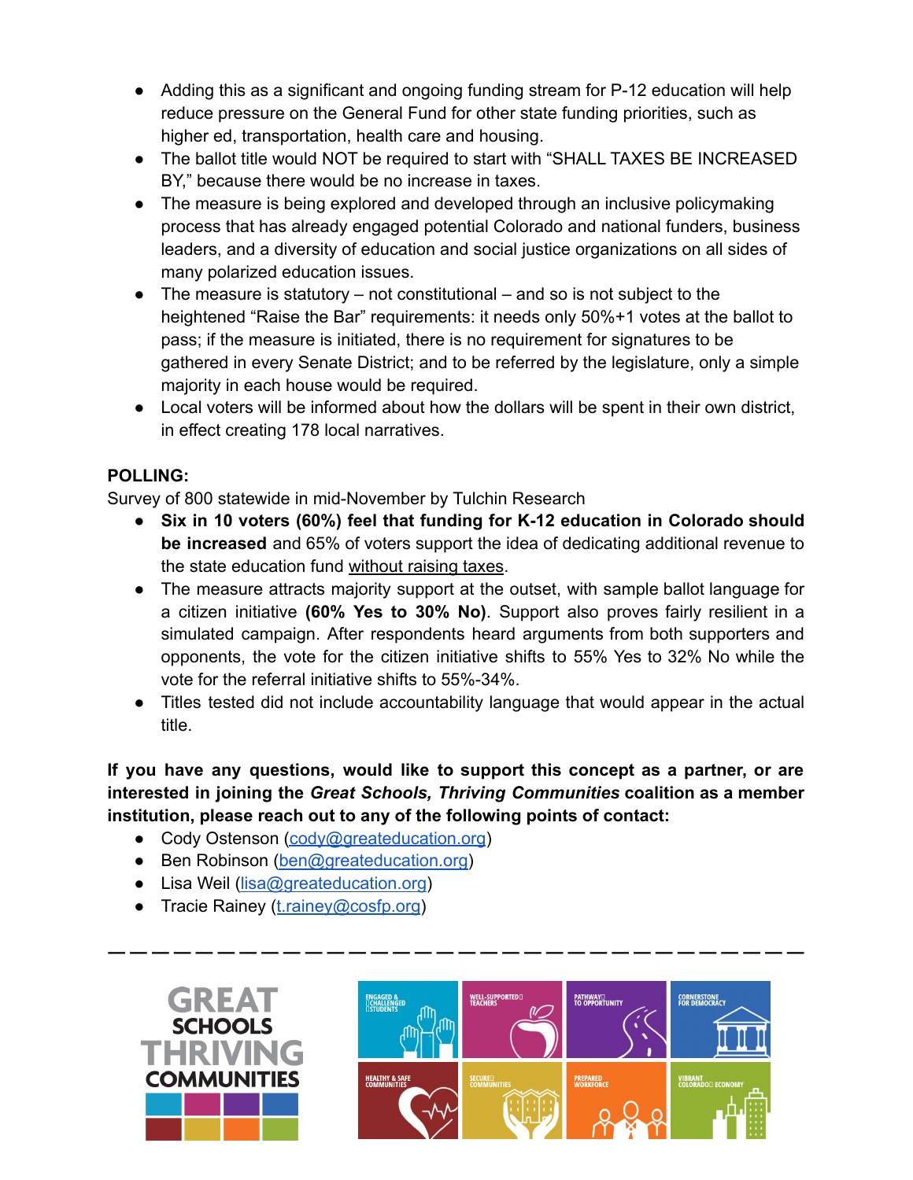- Adding this as a significant and ongoing funding stream for P-12 education will help reduce pressure on the General Fund for other state funding priorities, such as higher ed, transportation, health care and housing.
- The ballot title would NOT be required to start with "SHALL TAXES BE INCREASED BY," because there would be no increase in taxes.
- The measure is being explored and developed through an inclusive policymaking process that has already engaged potential Colorado and national funders, business leaders, and a diversity of education and social justice organizations on all sides of many polarized education issues.
- The measure is statutory – not constitutional – and so is not subject to the heightened "Raise the Bar" requirements: it needs only 50%+1 votes at the ballot to pass; if the measure is initiated, there is no requirement for signatures to be gathered in every Senate District; and to be referred by the legislature, only a simple majority in each house would be required.
- Local voters will be informed about how the dollars will be spent in their own district, in effect creating 178 local narratives.

**POLLING:**

Survey of 800 statewide in mid-November by Tulchin Research

- **Six in 10 voters (60%) feel that funding for K-12 education in Colorado should be increased** and 65% of voters support the idea of dedicating additional revenue to the state education fund without raising taxes.
- The measure attracts majority support at the outset, with sample ballot language for a citizen initiative **(60% Yes to 30% No)**. Support also proves fairly resilient in a simulated campaign. After respondents heard arguments from both supporters and opponents, the vote for the citizen initiative shifts to 55% Yes to 32% No while the vote for the referral initiative shifts to 55%-34%.
- Titles tested did not include accountability language that would appear in the actual title.

**If you have any questions, would like to support this concept as a partner, or are interested in joining the *Great Schools, Thriving Communities* coalition as a member institution, please reach out to any of the following points of contact:**

- Cody Ostenson (cody@greateducation.org)
- Ben Robinson (ben@greateducation.org)
- Lisa Weil (lisa@greateducation.org)
- Tracie Rainey (t.rainey@cosfp.org)

GREAT SCHOOLS THRIVING COMMUNITIES

ENGAGED & CHALLENGED STUDENTS | WELL-SUPPORTED TEACHERS | PATHWAY TO OPPORTUNITY | CORNERSTONE FOR DEMOCRACY | HEALTHY & SAFE COMMUNITIES | SECURE COMMUNITIES | PREPARED WORKFORCE | VIBRANT COLORADO ECONOMY